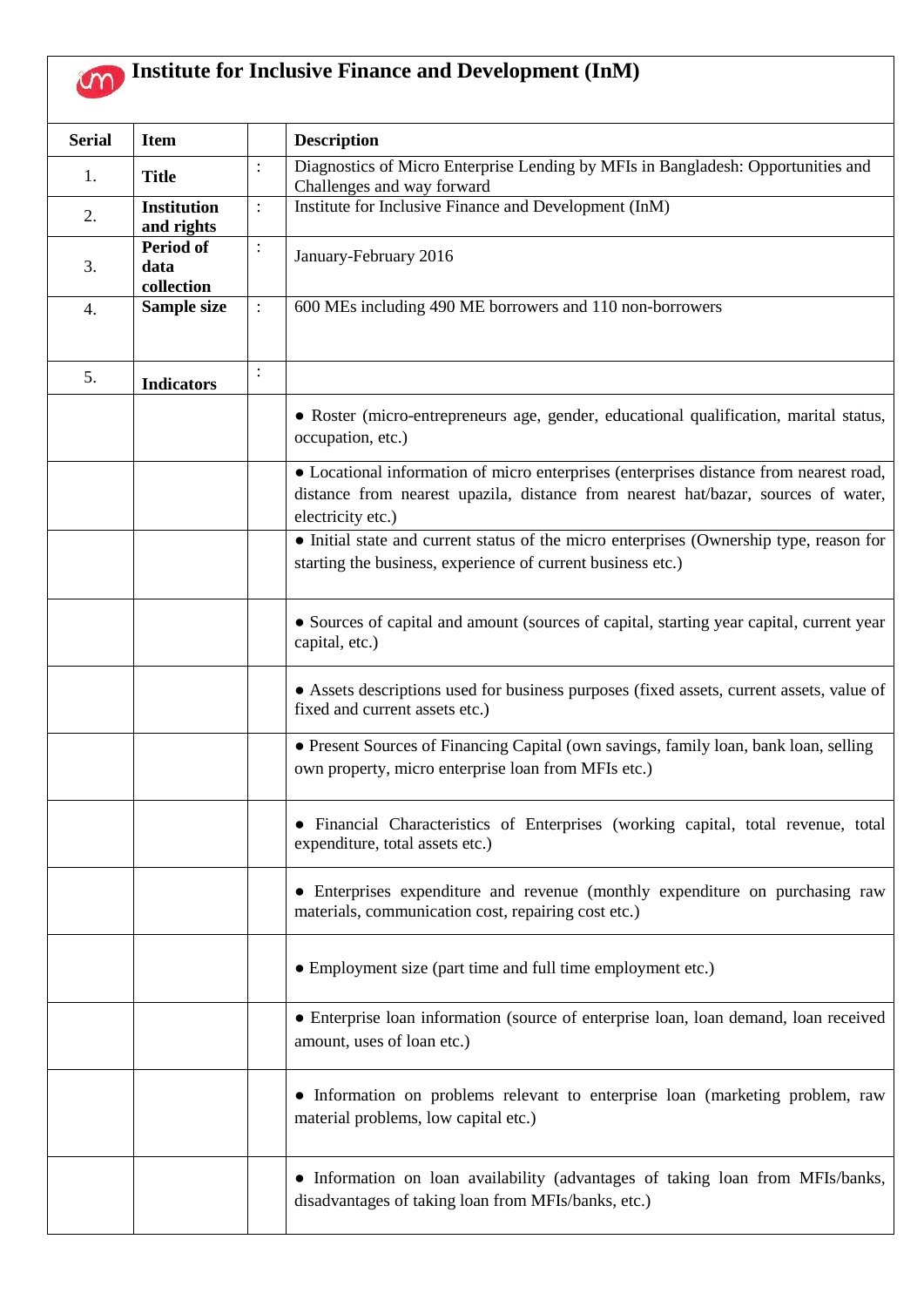# Institute for Inclusive Finance and Development (InM)

| Serial | Item | | Description |
|---|---|---|---|
| 1. | **Title** | : | Diagnostics of Micro Enterprise Lending by MFIs in Bangladesh: Opportunities and Challenges and way forward |
| 2. | **Institution and rights** | : | Institute for Inclusive Finance and Development (InM) |
| 3. | **Period of data collection** | : | January-February 2016 |
| 4. | **Sample size** | : | 600 MEs including 490 ME borrowers and 110 non-borrowers |
| 5. | **Indicators** | : | |
| | | | ● Roster (micro-entrepreneurs age, gender, educational qualification, marital status, occupation, etc.) |
| | | | ● Locational information of micro enterprises (enterprises distance from nearest road, distance from nearest upazila, distance from nearest hat/bazar, sources of water, electricity etc.) |
| | | | ● Initial state and current status of the micro enterprises (Ownership type, reason for starting the business, experience of current business etc.) |
| | | | ● Sources of capital and amount (sources of capital, starting year capital, current year capital, etc.) |
| | | | ● Assets descriptions used for business purposes (fixed assets, current assets, value of fixed and current assets etc.) |
| | | | ● Present Sources of Financing Capital (own savings, family loan, bank loan, selling own property, micro enterprise loan from MFIs etc.) |
| | | | ● Financial Characteristics of Enterprises (working capital, total revenue, total expenditure, total assets etc.) |
| | | | ● Enterprises expenditure and revenue (monthly expenditure on purchasing raw materials, communication cost, repairing cost etc.) |
| | | | ● Employment size (part time and full time employment etc.) |
| | | | ● Enterprise loan information (source of enterprise loan, loan demand, loan received amount, uses of loan etc.) |
| | | | ● Information on problems relevant to enterprise loan (marketing problem, raw material problems, low capital etc.) |
| | | | ● Information on loan availability (advantages of taking loan from MFIs/banks, disadvantages of taking loan from MFIs/banks, etc.) |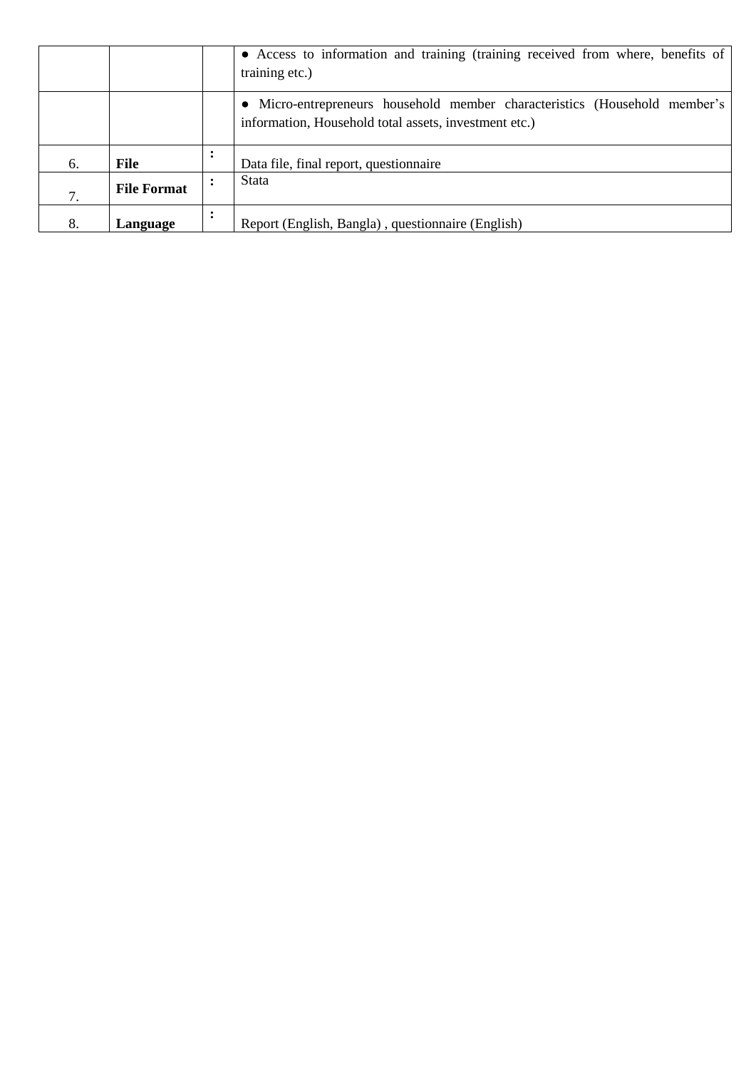| | | | |
|---|---|---|---|
| | | | ● Access to information and training (training received from where, benefits of training etc.) |
| | | | ● Micro-entrepreneurs household member characteristics (Household member's information, Household total assets, investment etc.) |
| 6. | **File** | **:** | Data file, final report, questionnaire |
| 7. | **File Format** | **:** | Stata |
| 8. | **Language** | **:** | Report (English, Bangla) , questionnaire (English) |